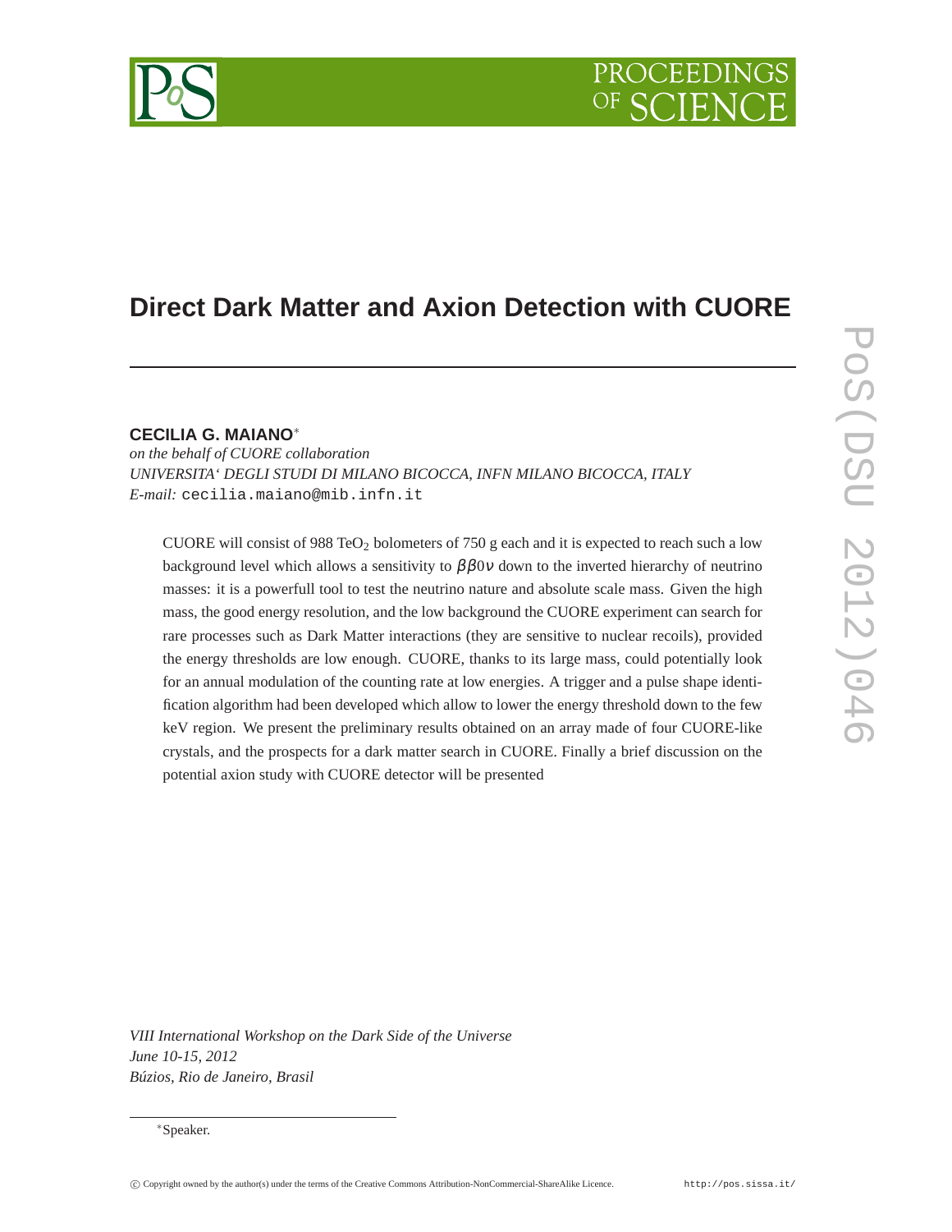# Direct Dark Matter and Axion Detection with CUORE

**CECILIA G. MAIANO**[*]

*on the behalf of CUORE collaboration*
*UNIVERSITA' DEGLI STUDI DI MILANO BICOCCA, INFN MILANO BICOCCA, ITALY*
*E-mail:* `cecilia.maiano@mib.infn.it`

CUORE will consist of 988 $TeO_2$ bolometers of 750 g each and it is expected to reach such a low background level which allows a sensitivity to $\beta\beta0\nu$ down to the inverted hierarchy of neutrino masses: it is a powerfull tool to test the neutrino nature and absolute scale mass. Given the high mass, the good energy resolution, and the low background the CUORE experiment can search for rare processes such as Dark Matter interactions (they are sensitive to nuclear recoils), provided the energy thresholds are low enough. CUORE, thanks to its large mass, could potentially look for an annual modulation of the counting rate at low energies. A trigger and a pulse shape identification algorithm had been developed which allow to lower the energy threshold down to the few keV region. We present the preliminary results obtained on an array made of four CUORE-like crystals, and the prospects for a dark matter search in CUORE. Finally a brief discussion on the potential axion study with CUORE detector will be presented

*VIII International Workshop on the Dark Side of the Universe*
*June 10-15, 2012*
*Búzios, Rio de Janeiro, Brasil*

[*]Speaker.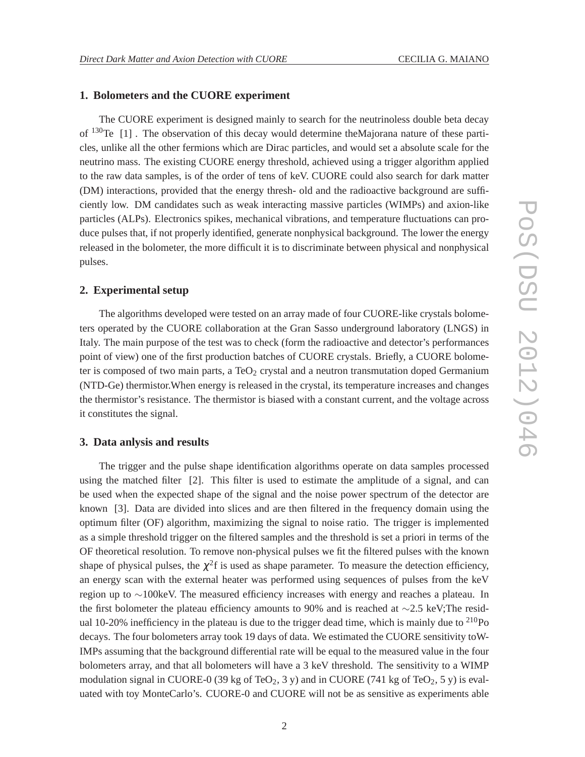## 1. Bolometers and the CUORE experiment

The CUORE experiment is designed mainly to search for the neutrinoless double beta decay of $^{130}$Te [1] . The observation of this decay would determine theMajorana nature of these particles, unlike all the other fermions which are Dirac particles, and would set a absolute scale for the neutrino mass. The existing CUORE energy threshold, achieved using a trigger algorithm applied to the raw data samples, is of the order of tens of keV. CUORE could also search for dark matter (DM) interactions, provided that the energy thresh- old and the radioactive background are sufficiently low. DM candidates such as weak interacting massive particles (WIMPs) and axion-like particles (ALPs). Electronics spikes, mechanical vibrations, and temperature fluctuations can produce pulses that, if not properly identified, generate nonphysical background. The lower the energy released in the bolometer, the more difficult it is to discriminate between physical and nonphysical pulses.

## 2. Experimental setup

The algorithms developed were tested on an array made of four CUORE-like crystals bolometers operated by the CUORE collaboration at the Gran Sasso underground laboratory (LNGS) in Italy. The main purpose of the test was to check (form the radioactive and detector's performances point of view) one of the first production batches of CUORE crystals. Briefly, a CUORE bolometer is composed of two main parts, a $TeO_2$ crystal and a neutron transmutation doped Germanium (NTD-Ge) thermistor.When energy is released in the crystal, its temperature increases and changes the thermistor's resistance. The thermistor is biased with a constant current, and the voltage across it constitutes the signal.

## 3. Data anlysis and results

The trigger and the pulse shape identification algorithms operate on data samples processed using the matched filter [2]. This filter is used to estimate the amplitude of a signal, and can be used when the expected shape of the signal and the noise power spectrum of the detector are known [3]. Data are divided into slices and are then filtered in the frequency domain using the optimum filter (OF) algorithm, maximizing the signal to noise ratio. The trigger is implemented as a simple threshold trigger on the filtered samples and the threshold is set a priori in terms of the OF theoretical resolution. To remove non-physical pulses we fit the filtered pulses with the known shape of physical pulses, the $\chi^2$f is used as shape parameter. To measure the detection efficiency, an energy scan with the external heater was performed using sequences of pulses from the keV region up to $\sim$100keV. The measured efficiency increases with energy and reaches a plateau. In the first bolometer the plateau efficiency amounts to 90% and is reached at $\sim$2.5 keV;The residual 10-20% inefficiency in the plateau is due to the trigger dead time, which is mainly due to $^{210}$Po decays. The four bolometers array took 19 days of data. We estimated the CUORE sensitivity toWIMPs assuming that the background differential rate will be equal to the measured value in the four bolometers array, and that all bolometers will have a 3 keV threshold. The sensitivity to a WIMP modulation signal in CUORE-0 (39 kg of $TeO_2$, 3 y) and in CUORE (741 kg of $TeO_2$, 5 y) is evaluated with toy MonteCarlo's. CUORE-0 and CUORE will not be as sensitive as experiments able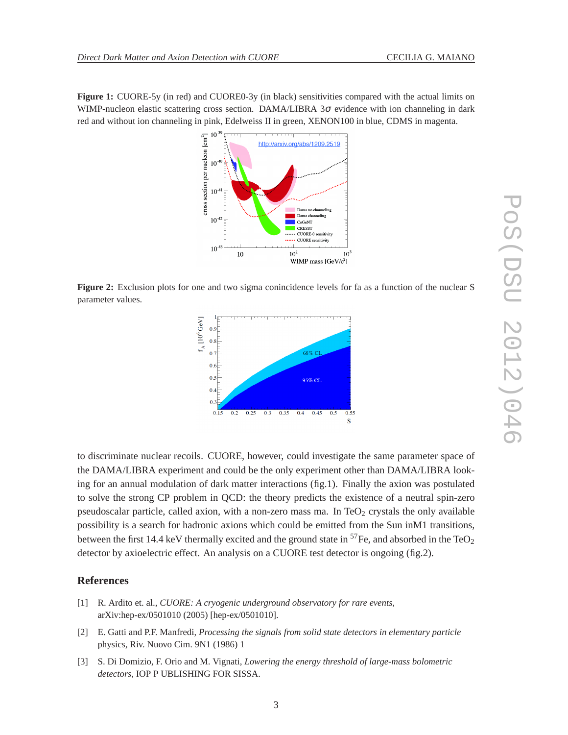**Figure 1:** CUORE-5y (in red) and CUORE0-3y (in black) sensitivities compared with the actual limits on WIMP-nucleon elastic scattering cross section. DAMA/LIBRA $3\sigma$ evidence with ion channeling in dark red and without ion channeling in pink, Edelweiss II in green, XENON100 in blue, CDMS in magenta.

http://arxiv.org/abs/1209.2519

cross section per nucleon [cm²]

$10^{-39}$
$10^{-40}$
$10^{-41}$
$10^{-42}$
$10^{-43}$

10
$10^2$
$10^3$

WIMP mass [GeV/c²]

Dama no channeling
Dama channeling
CoGeNT
CRESST
CUORE-0 sensitivity
CUORE sensitivity

**Figure 2:** Exclusion plots for one and two sigma conincidence levels for fa as a function of the nuclear S parameter values.

$f_A$ [$10^6$ GeV]

1
0.9
0.8
0.7
0.6
0.5
0.4
0.3

0.15
0.2
0.25
0.3
0.35
0.4
0.45
0.5
0.55

S

68% CL
95% CL

to discriminate nuclear recoils. CUORE, however, could investigate the same parameter space of the DAMA/LIBRA experiment and could be the only experiment other than DAMA/LIBRA looking for an annual modulation of dark matter interactions (fig.1). Finally the axion was postulated to solve the strong CP problem in QCD: the theory predicts the existence of a neutral spin-zero pseudoscalar particle, called axion, with a non-zero mass ma. In $TeO_2$ crystals the only available possibility is a search for hadronic axions which could be emitted from the Sun inM1 transitions, between the first 14.4 keV thermally excited and the ground state in $^{57}$Fe, and absorbed in the $TeO_2$ detector by axioelectric effect. An analysis on a CUORE test detector is ongoing (fig.2).

## References

[1] R. Ardito et. al., *CUORE: A cryogenic underground observatory for rare events*, arXiv:hep-ex/0501010 (2005) [hep-ex/0501010].

[2] E. Gatti and P.F. Manfredi, *Processing the signals from solid state detectors in elementary particle* physics, Riv. Nuovo Cim. 9N1 (1986) 1

[3] S. Di Domizio, F. Orio and M. Vignati, *Lowering the energy threshold of large-mass bolometric detectors*, IOP P UBLISHING FOR SISSA.